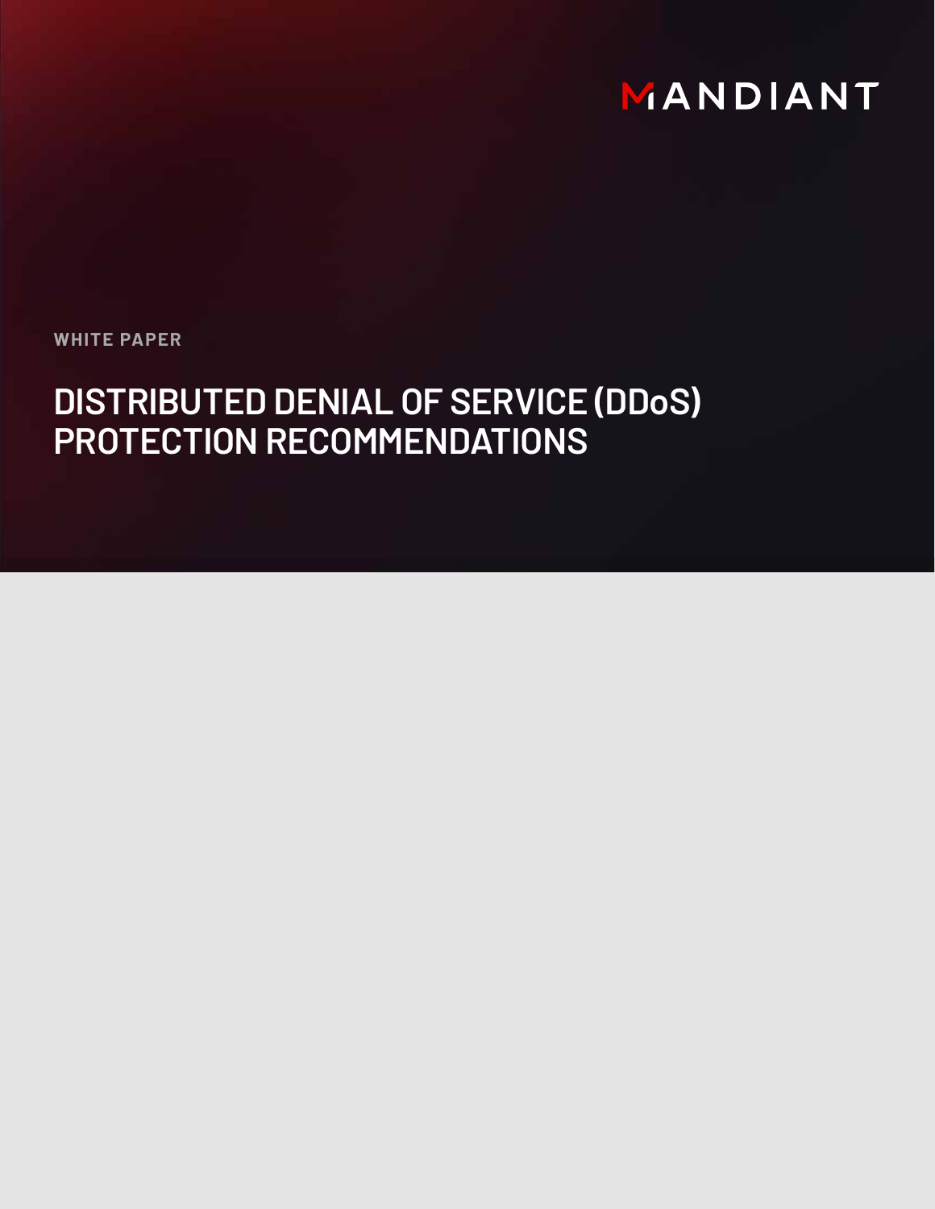MANDIANT

WHITE PAPER

# DISTRIBUTED DENIAL OF SERVICE (DDoS) PROTECTION RECOMMENDATIONS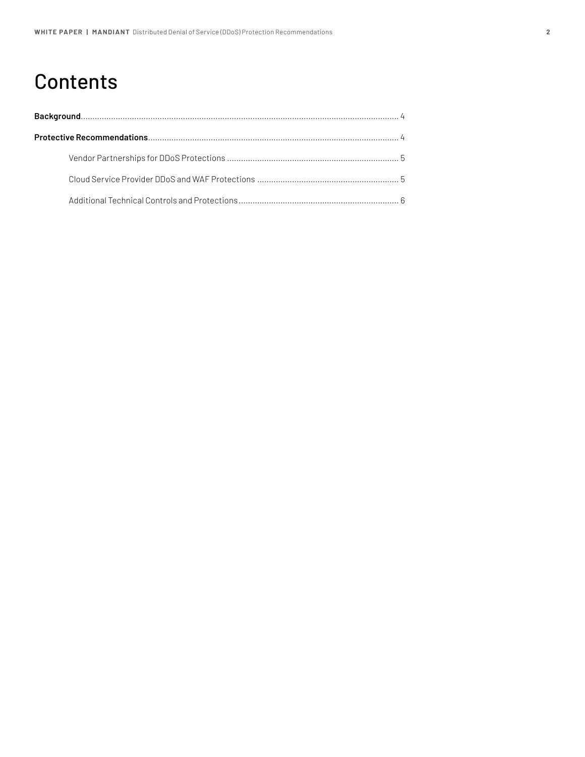# Contents

**Background**.......................................................................................................................................... 4

**Protective Recommendations**............................................................................................................ 4

Vendor Partnerships for DDoS Protections .......................................................................... 5

Cloud Service Provider DDoS and WAF Protections ............................................................. 5

Additional Technical Controls and Protections ..................................................................... 6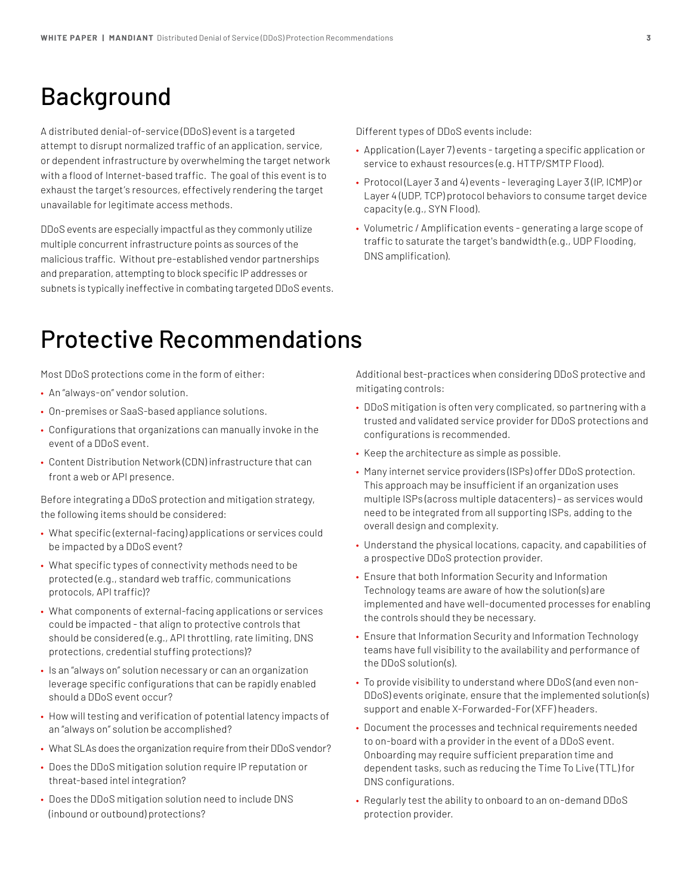# Background

A distributed denial-of-service (DDoS) event is a targeted attempt to disrupt normalized traffic of an application, service, or dependent infrastructure by overwhelming the target network with a flood of Internet-based traffic. The goal of this event is to exhaust the target's resources, effectively rendering the target unavailable for legitimate access methods.

DDoS events are especially impactful as they commonly utilize multiple concurrent infrastructure points as sources of the malicious traffic. Without pre-established vendor partnerships and preparation, attempting to block specific IP addresses or subnets is typically ineffective in combating targeted DDoS events.

Different types of DDoS events include:

- Application (Layer 7) events - targeting a specific application or service to exhaust resources (e.g. HTTP/SMTP Flood).
- Protocol (Layer 3 and 4) events - leveraging Layer 3 (IP, ICMP) or Layer 4 (UDP, TCP) protocol behaviors to consume target device capacity (e.g., SYN Flood).
- Volumetric / Amplification events - generating a large scope of traffic to saturate the target's bandwidth (e.g., UDP Flooding, DNS amplification).

# Protective Recommendations

Most DDoS protections come in the form of either:

- An "always-on" vendor solution.
- On-premises or SaaS-based appliance solutions.
- Configurations that organizations can manually invoke in the event of a DDoS event.
- Content Distribution Network (CDN) infrastructure that can front a web or API presence.

Before integrating a DDoS protection and mitigation strategy, the following items should be considered:

- What specific (external-facing) applications or services could be impacted by a DDoS event?
- What specific types of connectivity methods need to be protected (e.g., standard web traffic, communications protocols, API traffic)?
- What components of external-facing applications or services could be impacted - that align to protective controls that should be considered (e.g., API throttling, rate limiting, DNS protections, credential stuffing protections)?
- Is an "always on" solution necessary or can an organization leverage specific configurations that can be rapidly enabled should a DDoS event occur?
- How will testing and verification of potential latency impacts of an "always on" solution be accomplished?
- What SLAs does the organization require from their DDoS vendor?
- Does the DDoS mitigation solution require IP reputation or threat-based intel integration?
- Does the DDoS mitigation solution need to include DNS (inbound or outbound) protections?

Additional best-practices when considering DDoS protective and mitigating controls:

- DDoS mitigation is often very complicated, so partnering with a trusted and validated service provider for DDoS protections and configurations is recommended.
- Keep the architecture as simple as possible.
- Many internet service providers (ISPs) offer DDoS protection. This approach may be insufficient if an organization uses multiple ISPs (across multiple datacenters) – as services would need to be integrated from all supporting ISPs, adding to the overall design and complexity.
- Understand the physical locations, capacity, and capabilities of a prospective DDoS protection provider.
- Ensure that both Information Security and Information Technology teams are aware of how the solution(s) are implemented and have well-documented processes for enabling the controls should they be necessary.
- Ensure that Information Security and Information Technology teams have full visibility to the availability and performance of the DDoS solution(s).
- To provide visibility to understand where DDoS (and even non-DDoS) events originate, ensure that the implemented solution(s) support and enable X-Forwarded-For (XFF) headers.
- Document the processes and technical requirements needed to on-board with a provider in the event of a DDoS event. Onboarding may require sufficient preparation time and dependent tasks, such as reducing the Time To Live (TTL) for DNS configurations.
- Regularly test the ability to onboard to an on-demand DDoS protection provider.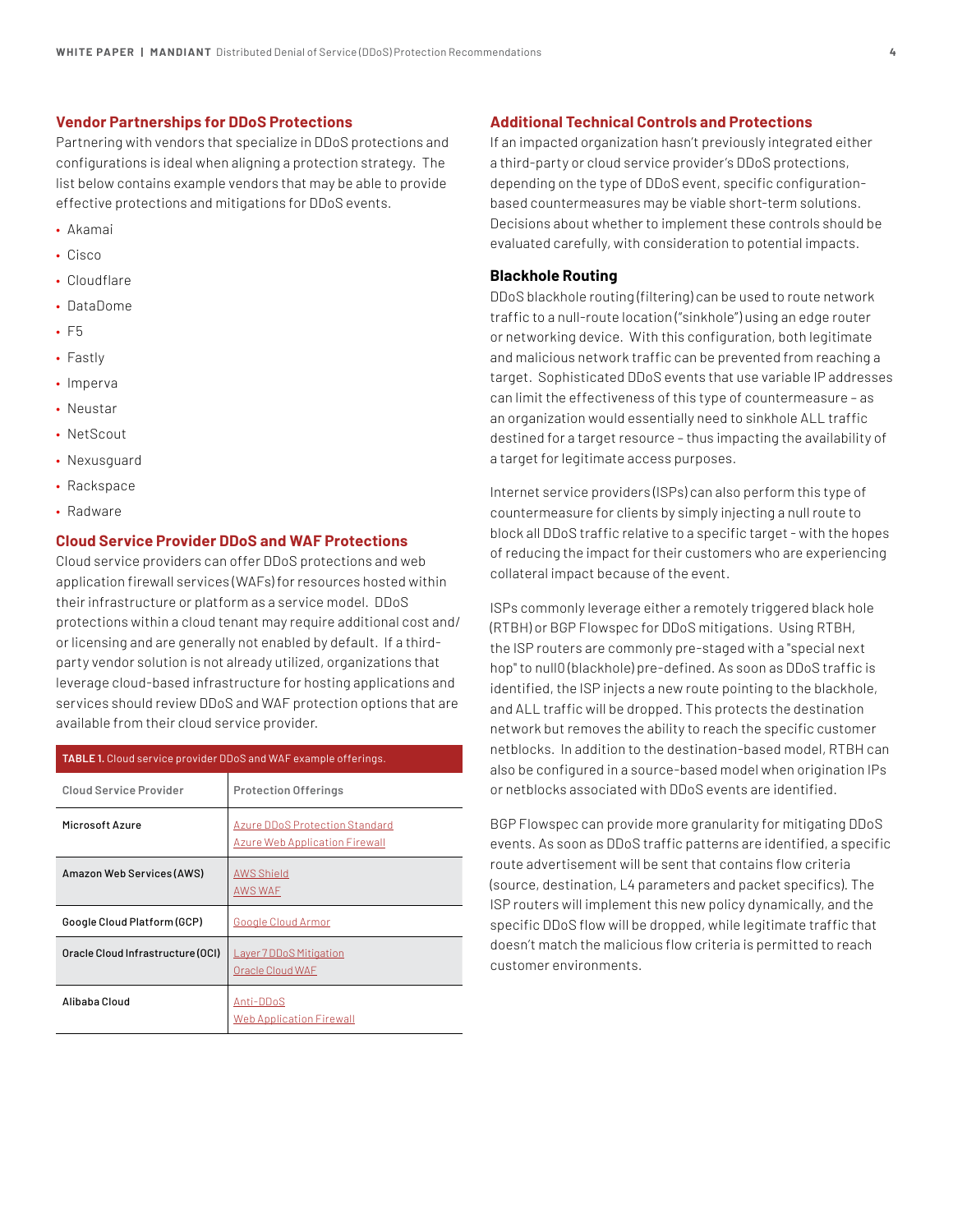## Vendor Partnerships for DDoS Protections

Partnering with vendors that specialize in DDoS protections and configurations is ideal when aligning a protection strategy. The list below contains example vendors that may be able to provide effective protections and mitigations for DDoS events.

- Akamai
- Cisco
- Cloudflare
- DataDome
- F5
- Fastly
- Imperva
- Neustar
- NetScout
- Nexusguard
- Rackspace
- Radware

## Cloud Service Provider DDoS and WAF Protections

Cloud service providers can offer DDoS protections and web application firewall services (WAFs) for resources hosted within their infrastructure or platform as a service model. DDoS protections within a cloud tenant may require additional cost and/or licensing and are generally not enabled by default. If a third-party vendor solution is not already utilized, organizations that leverage cloud-based infrastructure for hosting applications and services should review DDoS and WAF protection options that are available from their cloud service provider.

**TABLE 1.** Cloud service provider DDoS and WAF example offerings.

| Cloud Service Provider | Protection Offerings |
|---|---|
| Microsoft Azure | Azure DDoS Protection Standard<br>Azure Web Application Firewall |
| Amazon Web Services (AWS) | AWS Shield<br>AWS WAF |
| Google Cloud Platform (GCP) | Google Cloud Armor |
| Oracle Cloud Infrastructure (OCI) | Layer 7 DDoS Mitigation<br>Oracle Cloud WAF |
| Alibaba Cloud | Anti-DDoS<br>Web Application Firewall |

## Additional Technical Controls and Protections

If an impacted organization hasn't previously integrated either a third-party or cloud service provider's DDoS protections, depending on the type of DDoS event, specific configuration-based countermeasures may be viable short-term solutions. Decisions about whether to implement these controls should be evaluated carefully, with consideration to potential impacts.

### Blackhole Routing

DDoS blackhole routing (filtering) can be used to route network traffic to a null-route location ("sinkhole") using an edge router or networking device. With this configuration, both legitimate and malicious network traffic can be prevented from reaching a target. Sophisticated DDoS events that use variable IP addresses can limit the effectiveness of this type of countermeasure – as an organization would essentially need to sinkhole ALL traffic destined for a target resource – thus impacting the availability of a target for legitimate access purposes.

Internet service providers (ISPs) can also perform this type of countermeasure for clients by simply injecting a null route to block all DDoS traffic relative to a specific target - with the hopes of reducing the impact for their customers who are experiencing collateral impact because of the event.

ISPs commonly leverage either a remotely triggered black hole (RTBH) or BGP Flowspec for DDoS mitigations. Using RTBH, the ISP routers are commonly pre-staged with a "special next hop" to null0 (blackhole) pre-defined. As soon as DDoS traffic is identified, the ISP injects a new route pointing to the blackhole, and ALL traffic will be dropped. This protects the destination network but removes the ability to reach the specific customer netblocks. In addition to the destination-based model, RTBH can also be configured in a source-based model when origination IPs or netblocks associated with DDoS events are identified.

BGP Flowspec can provide more granularity for mitigating DDoS events. As soon as DDoS traffic patterns are identified, a specific route advertisement will be sent that contains flow criteria (source, destination, L4 parameters and packet specifics). The ISP routers will implement this new policy dynamically, and the specific DDoS flow will be dropped, while legitimate traffic that doesn't match the malicious flow criteria is permitted to reach customer environments.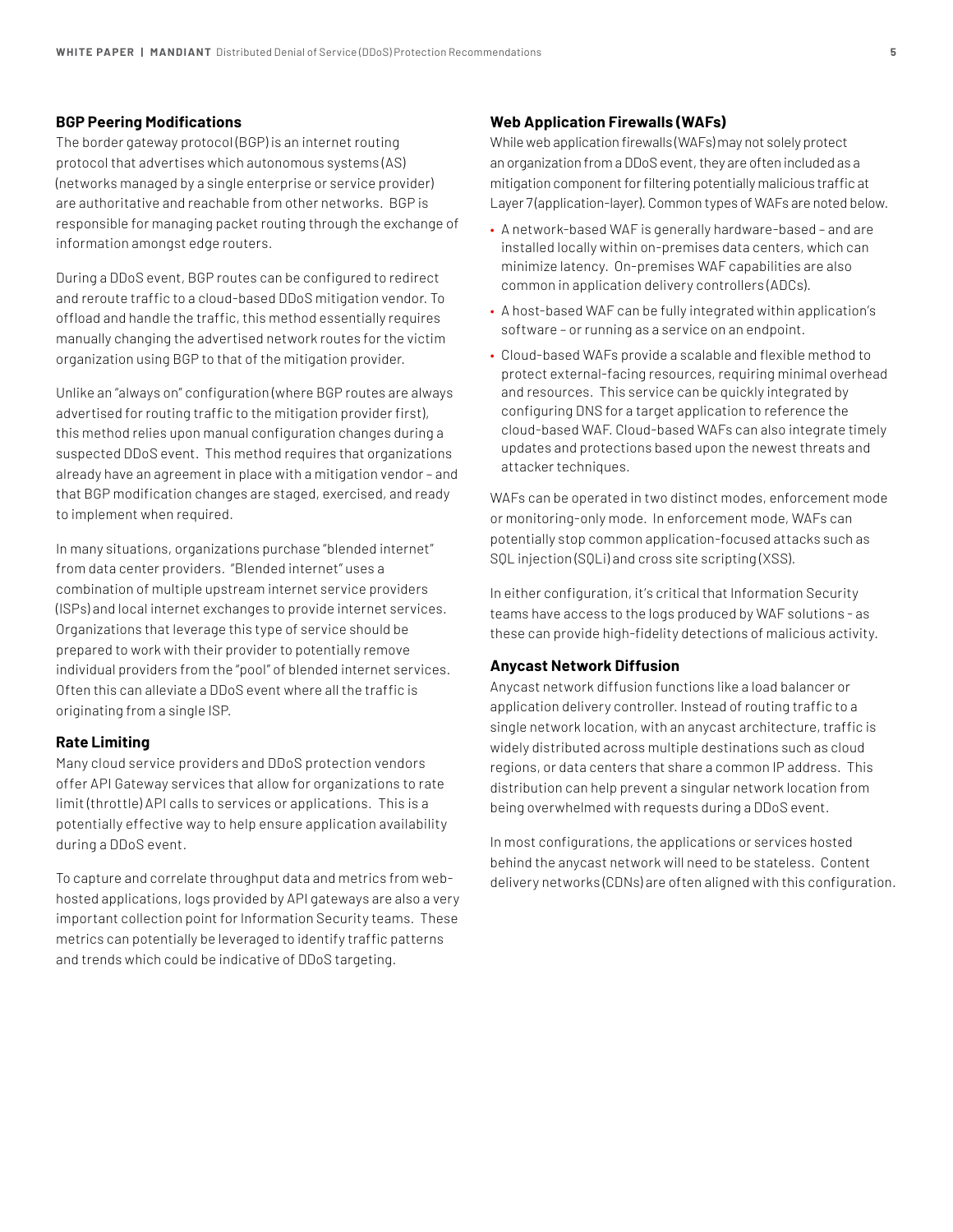### BGP Peering Modifications

The border gateway protocol (BGP) is an internet routing protocol that advertises which autonomous systems (AS) (networks managed by a single enterprise or service provider) are authoritative and reachable from other networks. BGP is responsible for managing packet routing through the exchange of information amongst edge routers.

During a DDoS event, BGP routes can be configured to redirect and reroute traffic to a cloud-based DDoS mitigation vendor. To offload and handle the traffic, this method essentially requires manually changing the advertised network routes for the victim organization using BGP to that of the mitigation provider.

Unlike an "always on" configuration (where BGP routes are always advertised for routing traffic to the mitigation provider first), this method relies upon manual configuration changes during a suspected DDoS event. This method requires that organizations already have an agreement in place with a mitigation vendor – and that BGP modification changes are staged, exercised, and ready to implement when required.

In many situations, organizations purchase "blended internet" from data center providers. "Blended internet" uses a combination of multiple upstream internet service providers (ISPs) and local internet exchanges to provide internet services. Organizations that leverage this type of service should be prepared to work with their provider to potentially remove individual providers from the "pool" of blended internet services. Often this can alleviate a DDoS event where all the traffic is originating from a single ISP.

### Rate Limiting

Many cloud service providers and DDoS protection vendors offer API Gateway services that allow for organizations to rate limit (throttle) API calls to services or applications. This is a potentially effective way to help ensure application availability during a DDoS event.

To capture and correlate throughput data and metrics from web-hosted applications, logs provided by API gateways are also a very important collection point for Information Security teams. These metrics can potentially be leveraged to identify traffic patterns and trends which could be indicative of DDoS targeting.

### Web Application Firewalls (WAFs)

While web application firewalls (WAFs) may not solely protect an organization from a DDoS event, they are often included as a mitigation component for filtering potentially malicious traffic at Layer 7 (application-layer). Common types of WAFs are noted below.

- A network-based WAF is generally hardware-based – and are installed locally within on-premises data centers, which can minimize latency. On-premises WAF capabilities are also common in application delivery controllers (ADCs).
- A host-based WAF can be fully integrated within application's software – or running as a service on an endpoint.
- Cloud-based WAFs provide a scalable and flexible method to protect external-facing resources, requiring minimal overhead and resources. This service can be quickly integrated by configuring DNS for a target application to reference the cloud-based WAF. Cloud-based WAFs can also integrate timely updates and protections based upon the newest threats and attacker techniques.

WAFs can be operated in two distinct modes, enforcement mode or monitoring-only mode. In enforcement mode, WAFs can potentially stop common application-focused attacks such as SQL injection (SQLi) and cross site scripting (XSS).

In either configuration, it's critical that Information Security teams have access to the logs produced by WAF solutions - as these can provide high-fidelity detections of malicious activity.

### Anycast Network Diffusion

Anycast network diffusion functions like a load balancer or application delivery controller. Instead of routing traffic to a single network location, with an anycast architecture, traffic is widely distributed across multiple destinations such as cloud regions, or data centers that share a common IP address. This distribution can help prevent a singular network location from being overwhelmed with requests during a DDoS event.

In most configurations, the applications or services hosted behind the anycast network will need to be stateless. Content delivery networks (CDNs) are often aligned with this configuration.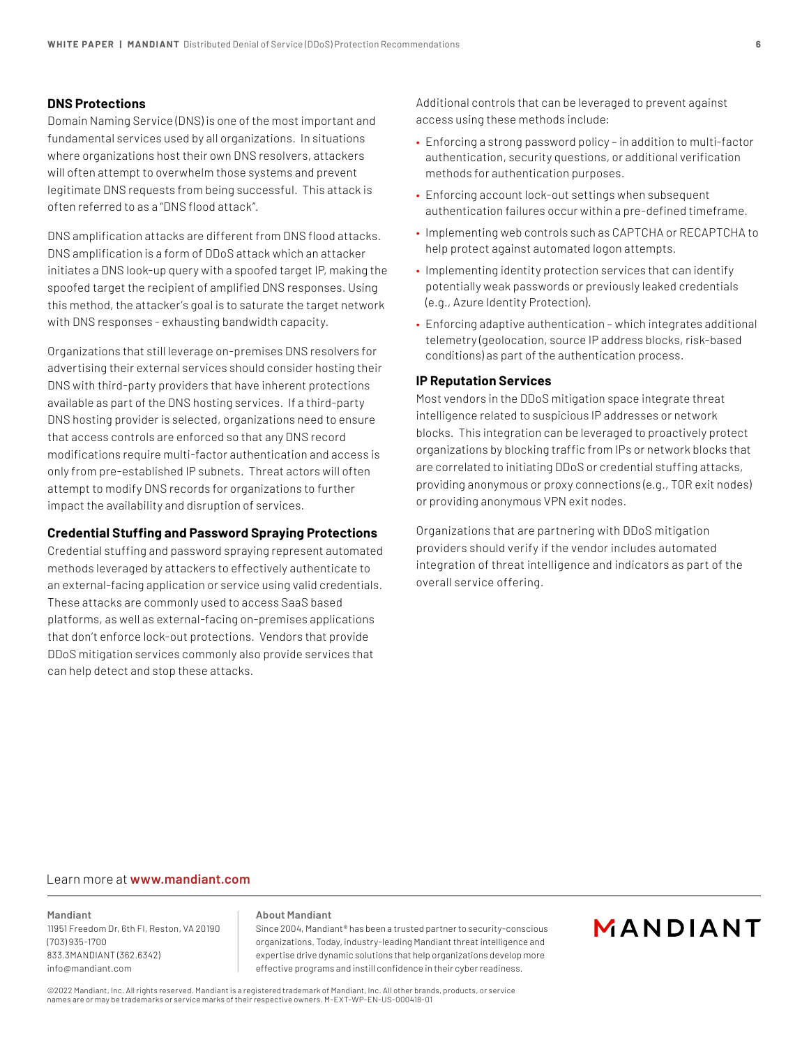### DNS Protections

Domain Naming Service (DNS) is one of the most important and fundamental services used by all organizations. In situations where organizations host their own DNS resolvers, attackers will often attempt to overwhelm those systems and prevent legitimate DNS requests from being successful. This attack is often referred to as a "DNS flood attack".

DNS amplification attacks are different from DNS flood attacks. DNS amplification is a form of DDoS attack which an attacker initiates a DNS look-up query with a spoofed target IP, making the spoofed target the recipient of amplified DNS responses. Using this method, the attacker's goal is to saturate the target network with DNS responses - exhausting bandwidth capacity.

Organizations that still leverage on-premises DNS resolvers for advertising their external services should consider hosting their DNS with third-party providers that have inherent protections available as part of the DNS hosting services. If a third-party DNS hosting provider is selected, organizations need to ensure that access controls are enforced so that any DNS record modifications require multi-factor authentication and access is only from pre-established IP subnets. Threat actors will often attempt to modify DNS records for organizations to further impact the availability and disruption of services.

### Credential Stuffing and Password Spraying Protections

Credential stuffing and password spraying represent automated methods leveraged by attackers to effectively authenticate to an external-facing application or service using valid credentials. These attacks are commonly used to access SaaS based platforms, as well as external-facing on-premises applications that don't enforce lock-out protections. Vendors that provide DDoS mitigation services commonly also provide services that can help detect and stop these attacks.

Additional controls that can be leveraged to prevent against access using these methods include:

- Enforcing a strong password policy – in addition to multi-factor authentication, security questions, or additional verification methods for authentication purposes.
- Enforcing account lock-out settings when subsequent authentication failures occur within a pre-defined timeframe.
- Implementing web controls such as CAPTCHA or RECAPTCHA to help protect against automated logon attempts.
- Implementing identity protection services that can identify potentially weak passwords or previously leaked credentials (e.g., Azure Identity Protection).
- Enforcing adaptive authentication – which integrates additional telemetry (geolocation, source IP address blocks, risk-based conditions) as part of the authentication process.

### IP Reputation Services

Most vendors in the DDoS mitigation space integrate threat intelligence related to suspicious IP addresses or network blocks. This integration can be leveraged to proactively protect organizations by blocking traffic from IPs or network blocks that are correlated to initiating DDoS or credential stuffing attacks, providing anonymous or proxy connections (e.g., TOR exit nodes) or providing anonymous VPN exit nodes.

Organizations that are partnering with DDoS mitigation providers should verify if the vendor includes automated integration of threat intelligence and indicators as part of the overall service offering.

Learn more at **www.mandiant.com**

**Mandiant**
11951 Freedom Dr, 6th Fl, Reston, VA 20190
(703) 935-1700
833.3MANDIANT (362.6342)
info@mandiant.com

**About Mandiant**
Since 2004, Mandiant® has been a trusted partner to security-conscious organizations. Today, industry-leading Mandiant threat intelligence and expertise drive dynamic solutions that help organizations develop more effective programs and instill confidence in their cyber readiness.

MANDIANT

©2022 Mandiant, Inc. All rights reserved. Mandiant is a registered trademark of Mandiant, Inc. All other brands, products, or service names are or may be trademarks or service marks of their respective owners. M-EXT-WP-EN-US-000418-01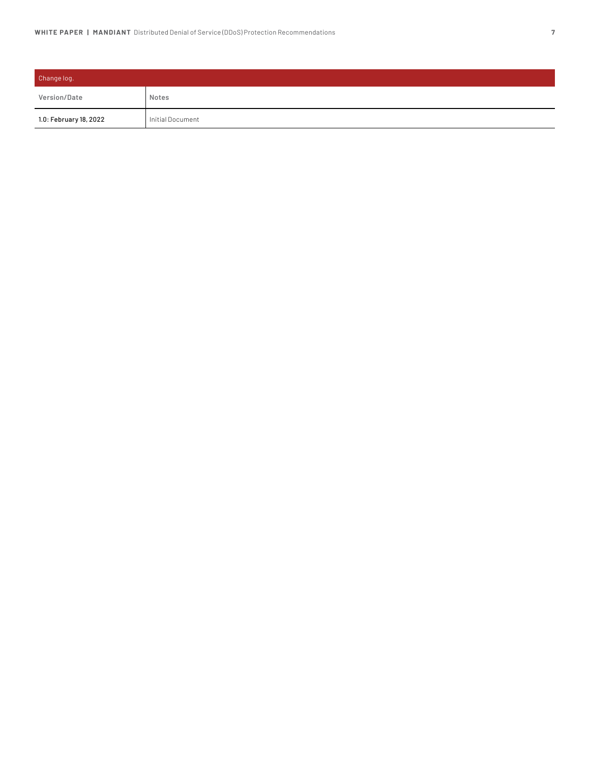Change log.

| Version/Date | Notes |
| --- | --- |
| 1.0: February 18, 2022 | Initial Document |